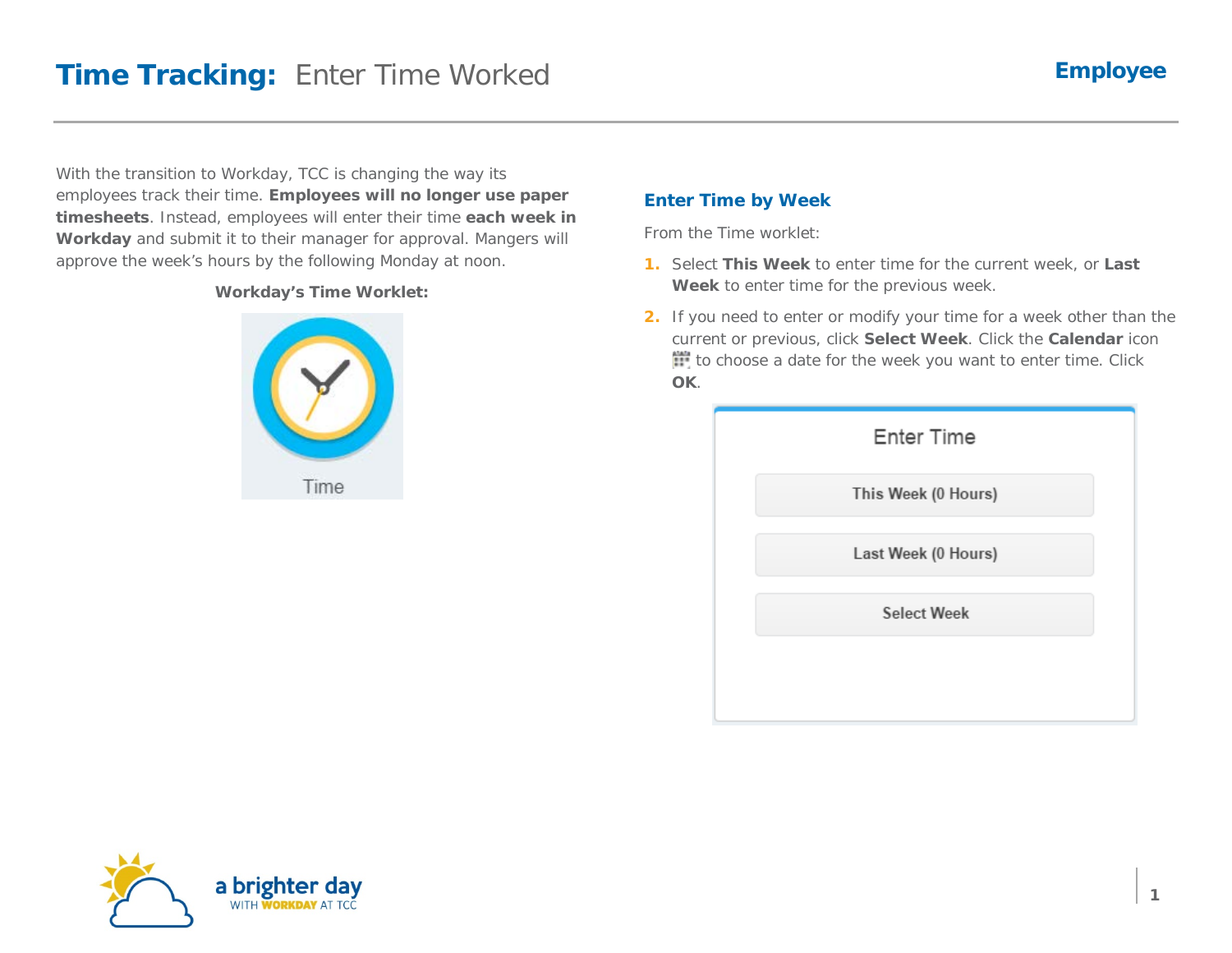# Time Tracking: Enter Time Worked

**Employee**

With the transition to Workday, TCC is changing the way its employees track their time. **Employees will no longer use paper timesheets**. Instead, employees will enter their time **each week in Workday** and submit it to their manager for approval. Mangers will approve the week's hours by the following Monday at noon.

**Workday's Time Worklet:**

## Enter Time by Week

From the Time worklet:

1. Select **This Week** to enter time for the current week, or **Last Week** to enter time for the previous week.
2. If you need to enter or modify your time for a week other than the current or previous, click **Select Week**. Click the **Calendar** icon to choose a date for the week you want to enter time. Click **OK**.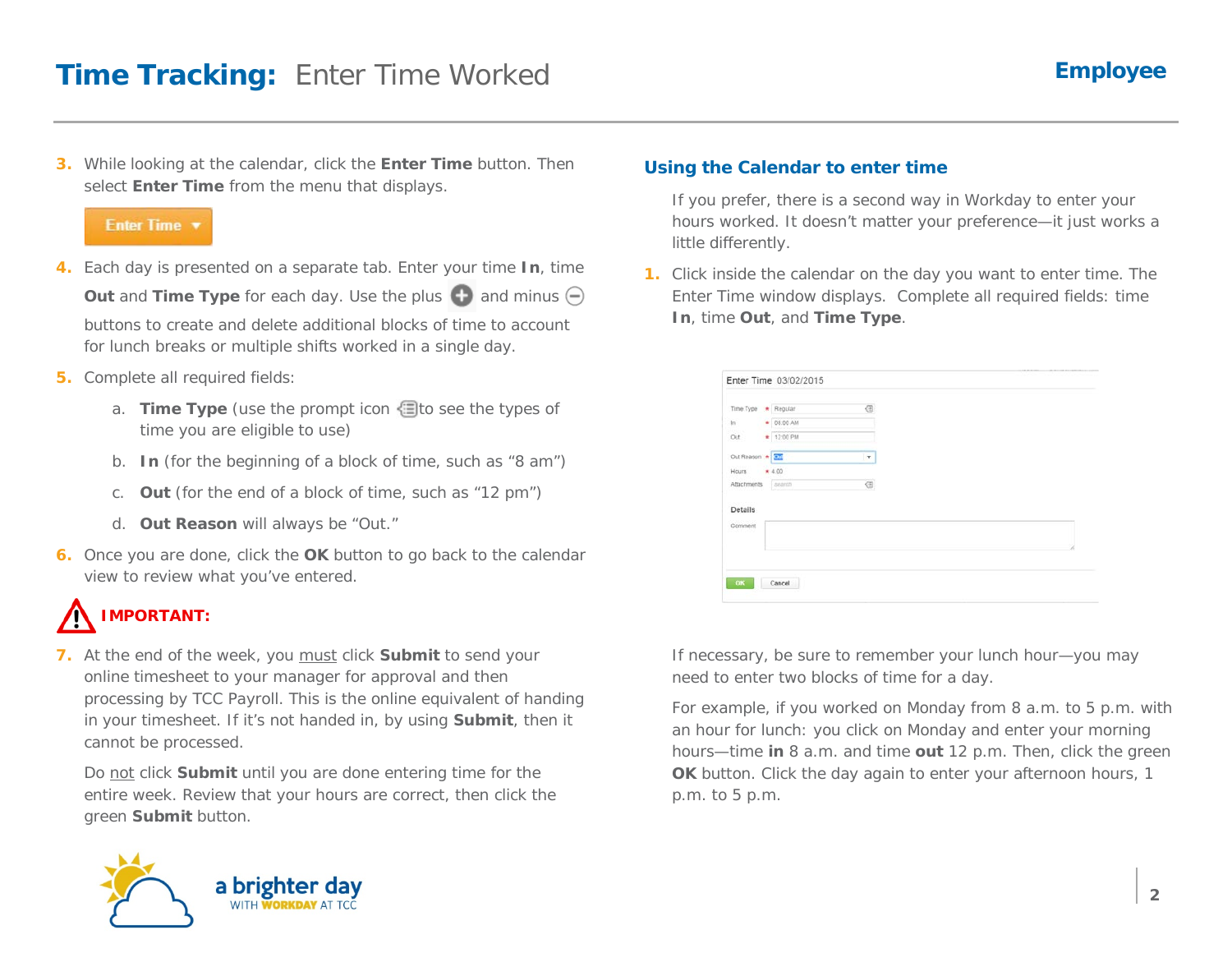# Time Tracking: Enter Time Worked

**Employee**

3. While looking at the calendar, click the **Enter Time** button. Then select **Enter Time** from the menu that displays.

4. Each day is presented on a separate tab. Enter your time **In**, time **Out** and **Time Type** for each day. Use the plus and minus buttons to create and delete additional blocks of time to account for lunch breaks or multiple shifts worked in a single day.

5. Complete all required fields:

   a. **Time Type** (use the prompt icon to see the types of time you are eligible to use)

   b. **In** (for the beginning of a block of time, such as "8 am")

   c. **Out** (for the end of a block of time, such as "12 pm")

   d. **Out Reason** will always be "Out."

6. Once you are done, click the **OK** button to go back to the calendar view to review what you've entered.

**IMPORTANT:**

7. At the end of the week, you must click **Submit** to send your online timesheet to your manager for approval and then processing by TCC Payroll. This is the online equivalent of handing in your timesheet. If it's not handed in, by using **Submit**, then it cannot be processed.

   Do not click **Submit** until you are done entering time for the entire week. Review that your hours are correct, then click the green **Submit** button.

## Using the Calendar to enter time

If you prefer, there is a second way in Workday to enter your hours worked. It doesn't matter your preference—it just works a little differently.

1. Click inside the calendar on the day you want to enter time. The Enter Time window displays. Complete all required fields: time **In**, time **Out**, and **Time Type**.

If necessary, be sure to remember your lunch hour—you may need to enter two blocks of time for a day.

For example, if you worked on Monday from 8 a.m. to 5 p.m. with an hour for lunch: you click on Monday and enter your morning hours—time **in** 8 a.m. and time **out** 12 p.m. Then, click the green **OK** button. Click the day again to enter your afternoon hours, 1 p.m. to 5 p.m.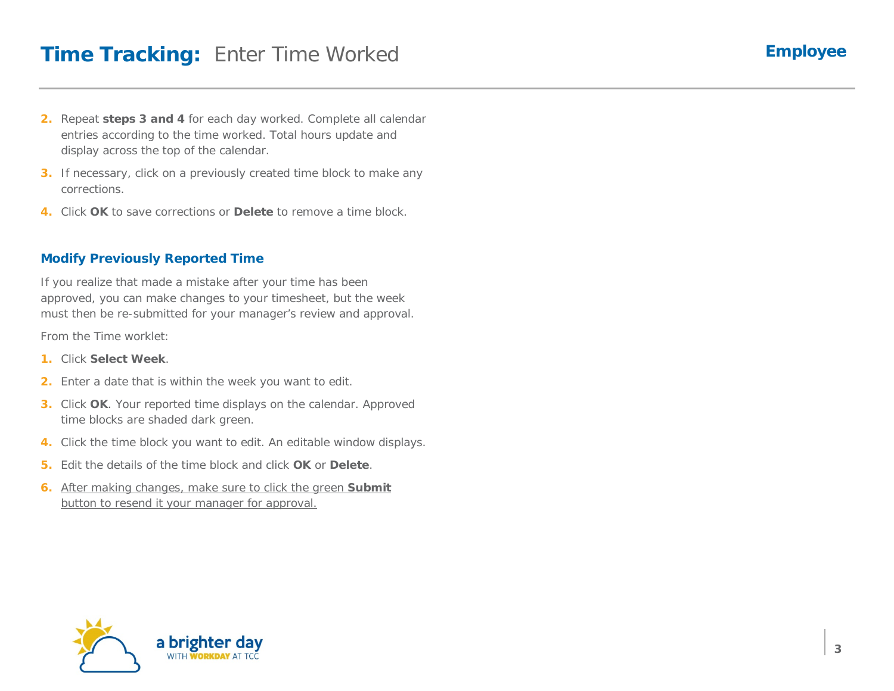2. Repeat **steps 3 and 4** for each day worked. Complete all calendar entries according to the time worked. Total hours update and display across the top of the calendar.
3. If necessary, click on a previously created time block to make any corrections.
4. Click **OK** to save corrections or **Delete** to remove a time block.

### Modify Previously Reported Time

If you realize that made a mistake after your time has been approved, you can make changes to your timesheet, but the week must then be re-submitted for your manager's review and approval.

From the Time worklet:

1. Click **Select Week**.
2. Enter a date that is within the week you want to edit.
3. Click **OK**. Your reported time displays on the calendar. Approved time blocks are shaded dark green.
4. Click the time block you want to edit. An editable window displays.
5. Edit the details of the time block and click **OK** or **Delete**.
6. <u>After making changes, make sure to click the green **Submit** button to resend it your manager for approval.</u>